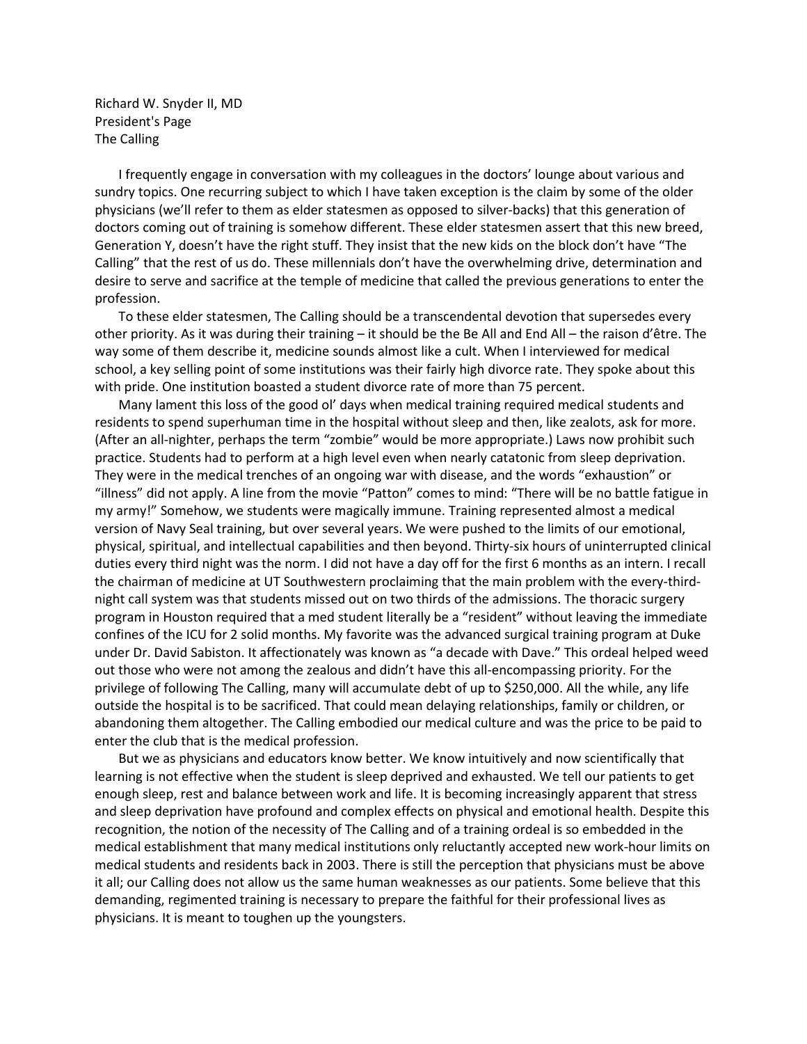Richard W. Snyder II, MD
President's Page
The Calling

I frequently engage in conversation with my colleagues in the doctors' lounge about various and sundry topics. One recurring subject to which I have taken exception is the claim by some of the older physicians (we'll refer to them as elder statesmen as opposed to silver-backs) that this generation of doctors coming out of training is somehow different. These elder statesmen assert that this new breed, Generation Y, doesn't have the right stuff. They insist that the new kids on the block don't have "The Calling" that the rest of us do. These millennials don't have the overwhelming drive, determination and desire to serve and sacrifice at the temple of medicine that called the previous generations to enter the profession.

To these elder statesmen, The Calling should be a transcendental devotion that supersedes every other priority. As it was during their training – it should be the Be All and End All – the raison d'être. The way some of them describe it, medicine sounds almost like a cult. When I interviewed for medical school, a key selling point of some institutions was their fairly high divorce rate. They spoke about this with pride. One institution boasted a student divorce rate of more than 75 percent.

Many lament this loss of the good ol' days when medical training required medical students and residents to spend superhuman time in the hospital without sleep and then, like zealots, ask for more. (After an all-nighter, perhaps the term "zombie" would be more appropriate.) Laws now prohibit such practice. Students had to perform at a high level even when nearly catatonic from sleep deprivation. They were in the medical trenches of an ongoing war with disease, and the words "exhaustion" or "illness" did not apply. A line from the movie "Patton" comes to mind: "There will be no battle fatigue in my army!" Somehow, we students were magically immune. Training represented almost a medical version of Navy Seal training, but over several years. We were pushed to the limits of our emotional, physical, spiritual, and intellectual capabilities and then beyond. Thirty-six hours of uninterrupted clinical duties every third night was the norm. I did not have a day off for the first 6 months as an intern. I recall the chairman of medicine at UT Southwestern proclaiming that the main problem with the every-third-night call system was that students missed out on two thirds of the admissions. The thoracic surgery program in Houston required that a med student literally be a "resident" without leaving the immediate confines of the ICU for 2 solid months. My favorite was the advanced surgical training program at Duke under Dr. David Sabiston. It affectionately was known as "a decade with Dave." This ordeal helped weed out those who were not among the zealous and didn't have this all-encompassing priority. For the privilege of following The Calling, many will accumulate debt of up to $250,000. All the while, any life outside the hospital is to be sacrificed. That could mean delaying relationships, family or children, or abandoning them altogether. The Calling embodied our medical culture and was the price to be paid to enter the club that is the medical profession.

But we as physicians and educators know better. We know intuitively and now scientifically that learning is not effective when the student is sleep deprived and exhausted. We tell our patients to get enough sleep, rest and balance between work and life. It is becoming increasingly apparent that stress and sleep deprivation have profound and complex effects on physical and emotional health. Despite this recognition, the notion of the necessity of The Calling and of a training ordeal is so embedded in the medical establishment that many medical institutions only reluctantly accepted new work-hour limits on medical students and residents back in 2003. There is still the perception that physicians must be above it all; our Calling does not allow us the same human weaknesses as our patients. Some believe that this demanding, regimented training is necessary to prepare the faithful for their professional lives as physicians. It is meant to toughen up the youngsters.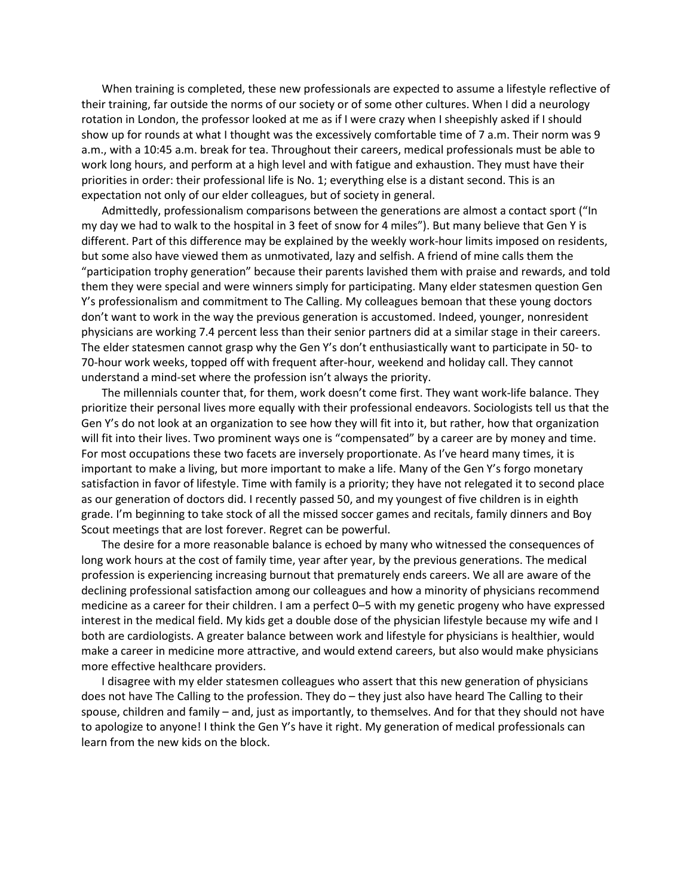When training is completed, these new professionals are expected to assume a lifestyle reflective of their training, far outside the norms of our society or of some other cultures. When I did a neurology rotation in London, the professor looked at me as if I were crazy when I sheepishly asked if I should show up for rounds at what I thought was the excessively comfortable time of 7 a.m. Their norm was 9 a.m., with a 10:45 a.m. break for tea. Throughout their careers, medical professionals must be able to work long hours, and perform at a high level and with fatigue and exhaustion. They must have their priorities in order: their professional life is No. 1; everything else is a distant second. This is an expectation not only of our elder colleagues, but of society in general.

Admittedly, professionalism comparisons between the generations are almost a contact sport ("In my day we had to walk to the hospital in 3 feet of snow for 4 miles"). But many believe that Gen Y is different. Part of this difference may be explained by the weekly work-hour limits imposed on residents, but some also have viewed them as unmotivated, lazy and selfish. A friend of mine calls them the "participation trophy generation" because their parents lavished them with praise and rewards, and told them they were special and were winners simply for participating. Many elder statesmen question Gen Y's professionalism and commitment to The Calling. My colleagues bemoan that these young doctors don't want to work in the way the previous generation is accustomed. Indeed, younger, nonresident physicians are working 7.4 percent less than their senior partners did at a similar stage in their careers. The elder statesmen cannot grasp why the Gen Y's don't enthusiastically want to participate in 50- to 70-hour work weeks, topped off with frequent after-hour, weekend and holiday call. They cannot understand a mind-set where the profession isn't always the priority.

The millennials counter that, for them, work doesn't come first. They want work-life balance. They prioritize their personal lives more equally with their professional endeavors. Sociologists tell us that the Gen Y's do not look at an organization to see how they will fit into it, but rather, how that organization will fit into their lives. Two prominent ways one is "compensated" by a career are by money and time. For most occupations these two facets are inversely proportionate. As I've heard many times, it is important to make a living, but more important to make a life. Many of the Gen Y's forgo monetary satisfaction in favor of lifestyle. Time with family is a priority; they have not relegated it to second place as our generation of doctors did. I recently passed 50, and my youngest of five children is in eighth grade. I'm beginning to take stock of all the missed soccer games and recitals, family dinners and Boy Scout meetings that are lost forever. Regret can be powerful.

The desire for a more reasonable balance is echoed by many who witnessed the consequences of long work hours at the cost of family time, year after year, by the previous generations. The medical profession is experiencing increasing burnout that prematurely ends careers. We all are aware of the declining professional satisfaction among our colleagues and how a minority of physicians recommend medicine as a career for their children. I am a perfect 0–5 with my genetic progeny who have expressed interest in the medical field. My kids get a double dose of the physician lifestyle because my wife and I both are cardiologists. A greater balance between work and lifestyle for physicians is healthier, would make a career in medicine more attractive, and would extend careers, but also would make physicians more effective healthcare providers.

I disagree with my elder statesmen colleagues who assert that this new generation of physicians does not have The Calling to the profession. They do – they just also have heard The Calling to their spouse, children and family – and, just as importantly, to themselves. And for that they should not have to apologize to anyone! I think the Gen Y's have it right. My generation of medical professionals can learn from the new kids on the block.